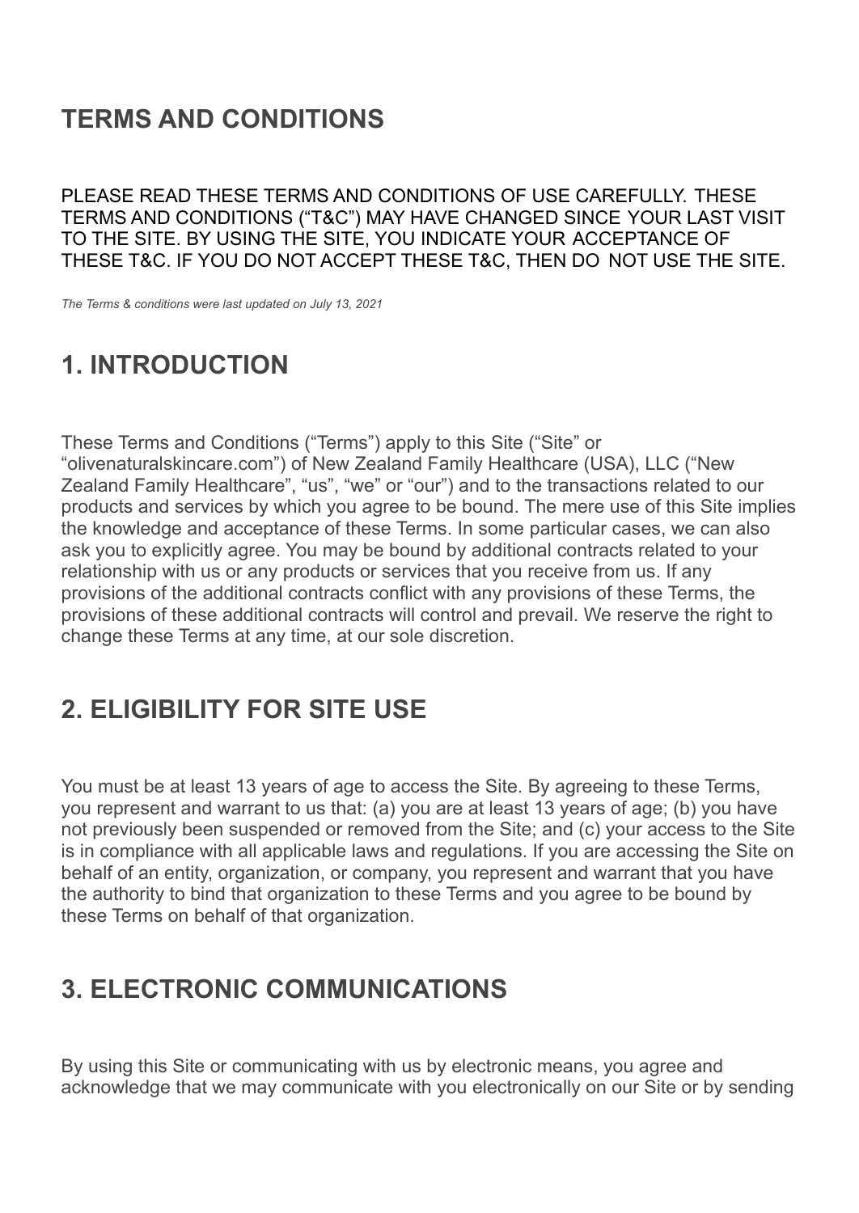# TERMS AND CONDITIONS

PLEASE READ THESE TERMS AND CONDITIONS OF USE CAREFULLY. THESE TERMS AND CONDITIONS ("T&C") MAY HAVE CHANGED SINCE YOUR LAST VISIT TO THE SITE. BY USING THE SITE, YOU INDICATE YOUR ACCEPTANCE OF THESE T&C. IF YOU DO NOT ACCEPT THESE T&C, THEN DO NOT USE THE SITE.

*The Terms & conditions were last updated on July 13, 2021*

## 1. INTRODUCTION

These Terms and Conditions ("Terms") apply to this Site ("Site" or "olivenaturalskincare.com") of New Zealand Family Healthcare (USA), LLC ("New Zealand Family Healthcare", "us", "we" or "our") and to the transactions related to our products and services by which you agree to be bound. The mere use of this Site implies the knowledge and acceptance of these Terms. In some particular cases, we can also ask you to explicitly agree. You may be bound by additional contracts related to your relationship with us or any products or services that you receive from us. If any provisions of the additional contracts conflict with any provisions of these Terms, the provisions of these additional contracts will control and prevail. We reserve the right to change these Terms at any time, at our sole discretion.

## 2. ELIGIBILITY FOR SITE USE

You must be at least 13 years of age to access the Site. By agreeing to these Terms, you represent and warrant to us that: (a) you are at least 13 years of age; (b) you have not previously been suspended or removed from the Site; and (c) your access to the Site is in compliance with all applicable laws and regulations. If you are accessing the Site on behalf of an entity, organization, or company, you represent and warrant that you have the authority to bind that organization to these Terms and you agree to be bound by these Terms on behalf of that organization.

## 3. ELECTRONIC COMMUNICATIONS

By using this Site or communicating with us by electronic means, you agree and acknowledge that we may communicate with you electronically on our Site or by sending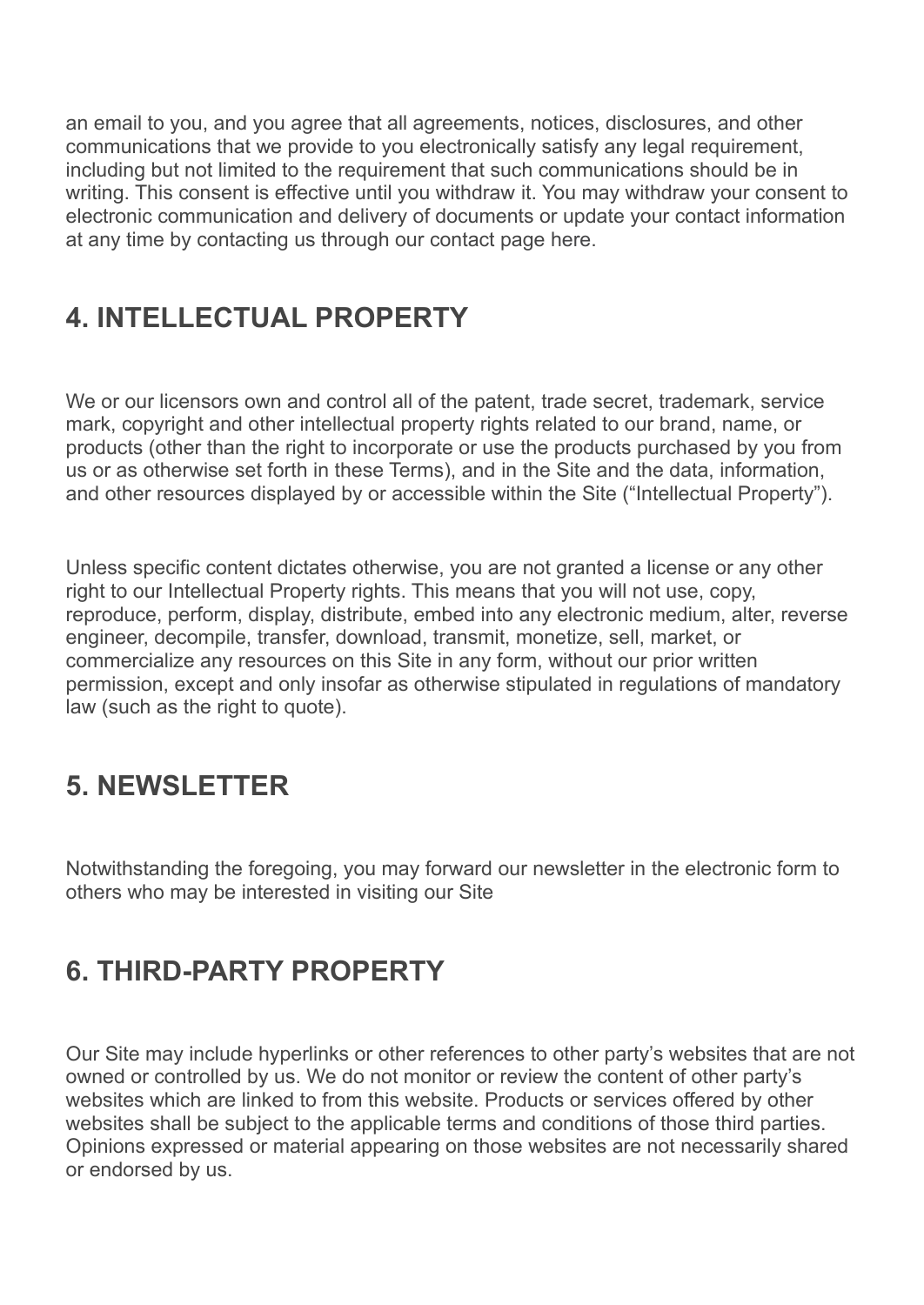an email to you, and you agree that all agreements, notices, disclosures, and other communications that we provide to you electronically satisfy any legal requirement, including but not limited to the requirement that such communications should be in writing. This consent is effective until you withdraw it. You may withdraw your consent to electronic communication and delivery of documents or update your contact information at any time by contacting us through our contact page here.

## 4. INTELLECTUAL PROPERTY

We or our licensors own and control all of the patent, trade secret, trademark, service mark, copyright and other intellectual property rights related to our brand, name, or products (other than the right to incorporate or use the products purchased by you from us or as otherwise set forth in these Terms), and in the Site and the data, information, and other resources displayed by or accessible within the Site ("Intellectual Property").

Unless specific content dictates otherwise, you are not granted a license or any other right to our Intellectual Property rights. This means that you will not use, copy, reproduce, perform, display, distribute, embed into any electronic medium, alter, reverse engineer, decompile, transfer, download, transmit, monetize, sell, market, or commercialize any resources on this Site in any form, without our prior written permission, except and only insofar as otherwise stipulated in regulations of mandatory law (such as the right to quote).

## 5. NEWSLETTER

Notwithstanding the foregoing, you may forward our newsletter in the electronic form to others who may be interested in visiting our Site

## 6. THIRD-PARTY PROPERTY

Our Site may include hyperlinks or other references to other party's websites that are not owned or controlled by us. We do not monitor or review the content of other party's websites which are linked to from this website. Products or services offered by other websites shall be subject to the applicable terms and conditions of those third parties. Opinions expressed or material appearing on those websites are not necessarily shared or endorsed by us.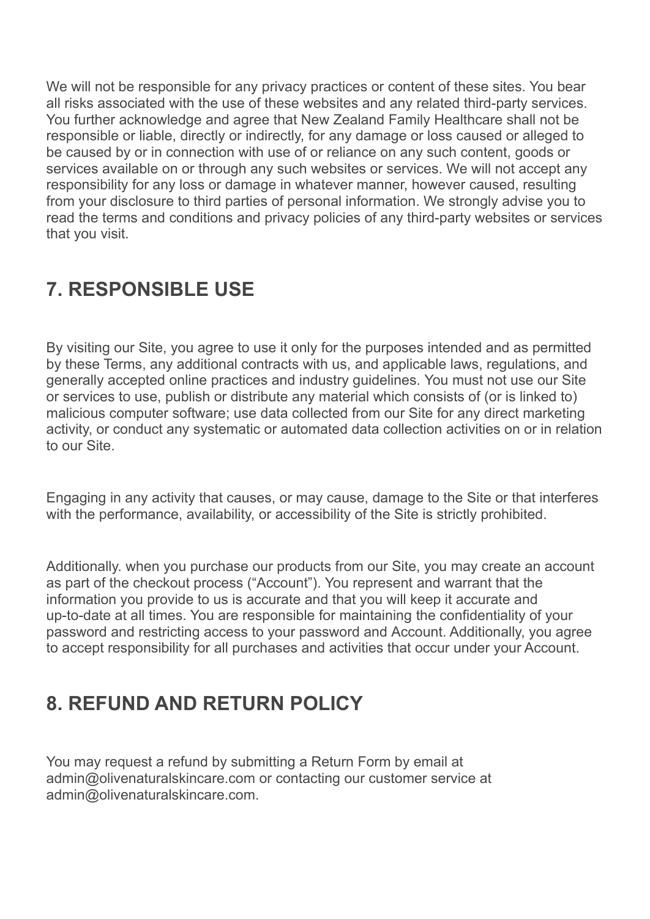We will not be responsible for any privacy practices or content of these sites. You bear all risks associated with the use of these websites and any related third-party services. You further acknowledge and agree that New Zealand Family Healthcare shall not be responsible or liable, directly or indirectly, for any damage or loss caused or alleged to be caused by or in connection with use of or reliance on any such content, goods or services available on or through any such websites or services. We will not accept any responsibility for any loss or damage in whatever manner, however caused, resulting from your disclosure to third parties of personal information. We strongly advise you to read the terms and conditions and privacy policies of any third-party websites or services that you visit.

## 7. RESPONSIBLE USE

By visiting our Site, you agree to use it only for the purposes intended and as permitted by these Terms, any additional contracts with us, and applicable laws, regulations, and generally accepted online practices and industry guidelines. You must not use our Site or services to use, publish or distribute any material which consists of (or is linked to) malicious computer software; use data collected from our Site for any direct marketing activity, or conduct any systematic or automated data collection activities on or in relation to our Site.

Engaging in any activity that causes, or may cause, damage to the Site or that interferes with the performance, availability, or accessibility of the Site is strictly prohibited.

Additionally. when you purchase our products from our Site, you may create an account as part of the checkout process ("Account"). You represent and warrant that the information you provide to us is accurate and that you will keep it accurate and up-to-date at all times. You are responsible for maintaining the confidentiality of your password and restricting access to your password and Account. Additionally, you agree to accept responsibility for all purchases and activities that occur under your Account.

## 8. REFUND AND RETURN POLICY

You may request a refund by submitting a Return Form by email at admin@olivenaturalskincare.com or contacting our customer service at admin@olivenaturalskincare.com.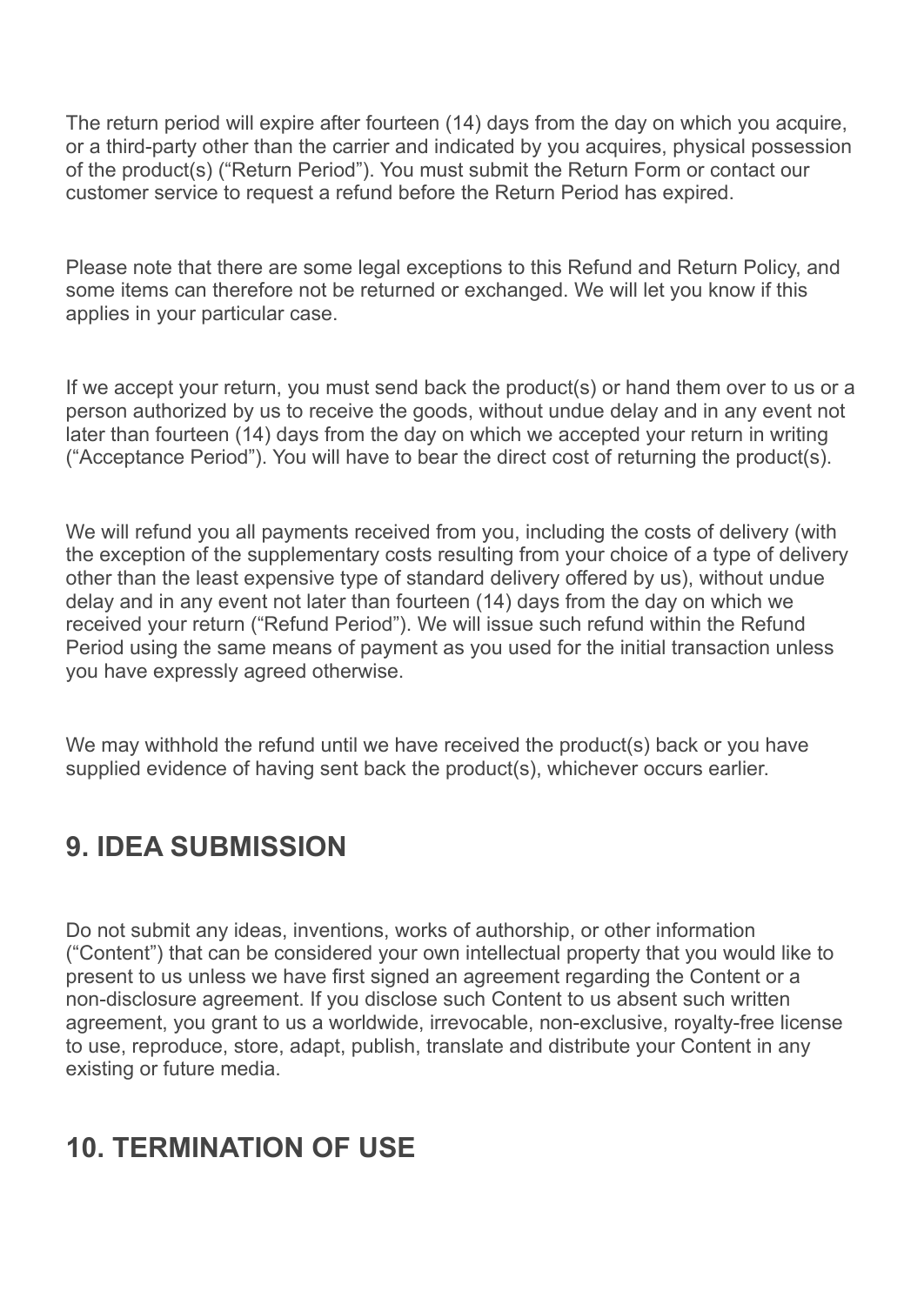The return period will expire after fourteen (14) days from the day on which you acquire, or a third-party other than the carrier and indicated by you acquires, physical possession of the product(s) ("Return Period"). You must submit the Return Form or contact our customer service to request a refund before the Return Period has expired.

Please note that there are some legal exceptions to this Refund and Return Policy, and some items can therefore not be returned or exchanged. We will let you know if this applies in your particular case.

If we accept your return, you must send back the product(s) or hand them over to us or a person authorized by us to receive the goods, without undue delay and in any event not later than fourteen (14) days from the day on which we accepted your return in writing ("Acceptance Period"). You will have to bear the direct cost of returning the product(s).

We will refund you all payments received from you, including the costs of delivery (with the exception of the supplementary costs resulting from your choice of a type of delivery other than the least expensive type of standard delivery offered by us), without undue delay and in any event not later than fourteen (14) days from the day on which we received your return ("Refund Period"). We will issue such refund within the Refund Period using the same means of payment as you used for the initial transaction unless you have expressly agreed otherwise.

We may withhold the refund until we have received the product(s) back or you have supplied evidence of having sent back the product(s), whichever occurs earlier.

## 9. IDEA SUBMISSION

Do not submit any ideas, inventions, works of authorship, or other information ("Content") that can be considered your own intellectual property that you would like to present to us unless we have first signed an agreement regarding the Content or a non-disclosure agreement. If you disclose such Content to us absent such written agreement, you grant to us a worldwide, irrevocable, non-exclusive, royalty-free license to use, reproduce, store, adapt, publish, translate and distribute your Content in any existing or future media.

## 10. TERMINATION OF USE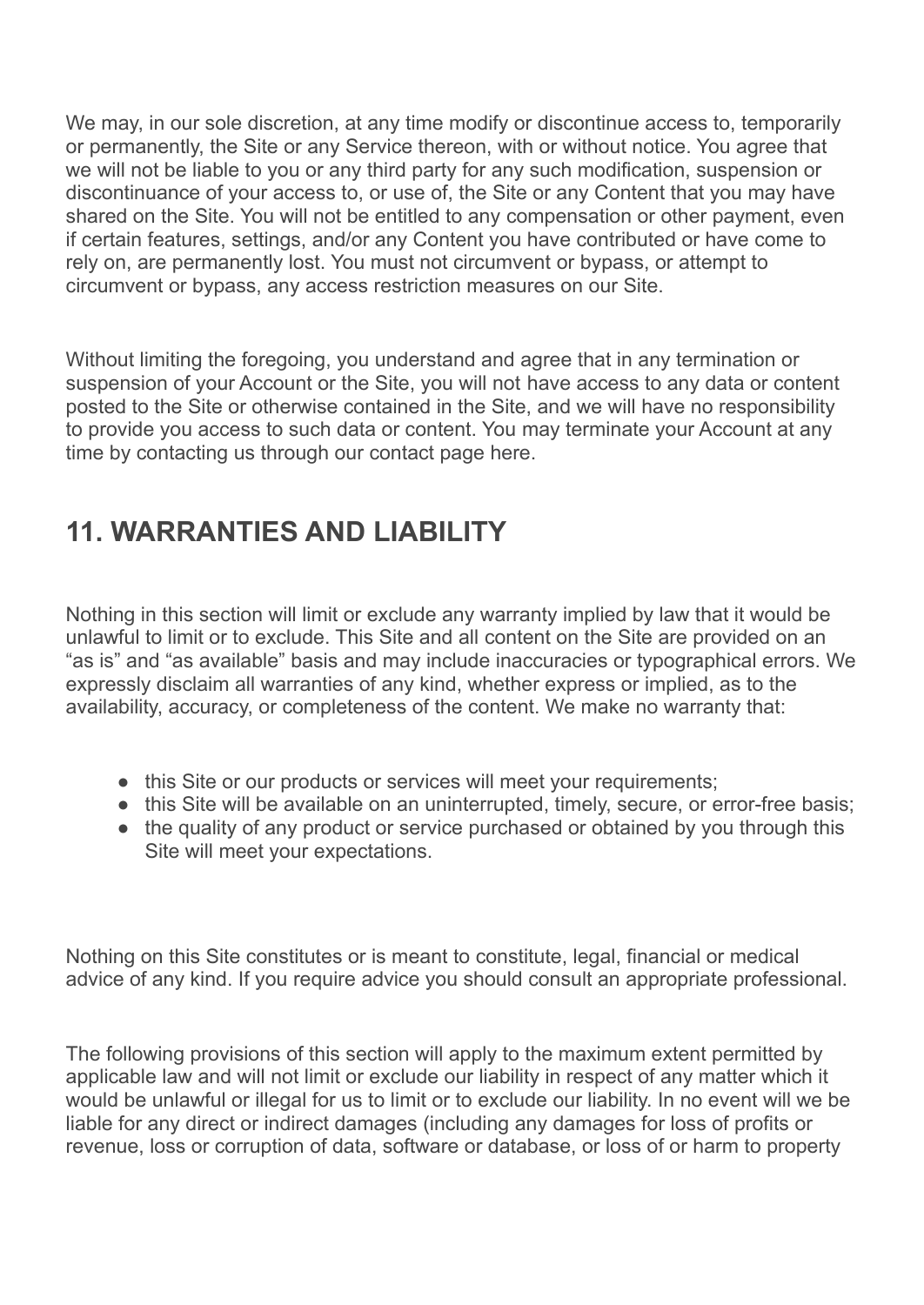We may, in our sole discretion, at any time modify or discontinue access to, temporarily or permanently, the Site or any Service thereon, with or without notice. You agree that we will not be liable to you or any third party for any such modification, suspension or discontinuance of your access to, or use of, the Site or any Content that you may have shared on the Site. You will not be entitled to any compensation or other payment, even if certain features, settings, and/or any Content you have contributed or have come to rely on, are permanently lost. You must not circumvent or bypass, or attempt to circumvent or bypass, any access restriction measures on our Site.

Without limiting the foregoing, you understand and agree that in any termination or suspension of your Account or the Site, you will not have access to any data or content posted to the Site or otherwise contained in the Site, and we will have no responsibility to provide you access to such data or content. You may terminate your Account at any time by contacting us through our contact page here.

## 11. WARRANTIES AND LIABILITY

Nothing in this section will limit or exclude any warranty implied by law that it would be unlawful to limit or to exclude. This Site and all content on the Site are provided on an "as is" and "as available" basis and may include inaccuracies or typographical errors. We expressly disclaim all warranties of any kind, whether express or implied, as to the availability, accuracy, or completeness of the content. We make no warranty that:

- this Site or our products or services will meet your requirements;
- this Site will be available on an uninterrupted, timely, secure, or error-free basis;
- the quality of any product or service purchased or obtained by you through this Site will meet your expectations.

Nothing on this Site constitutes or is meant to constitute, legal, financial or medical advice of any kind. If you require advice you should consult an appropriate professional.

The following provisions of this section will apply to the maximum extent permitted by applicable law and will not limit or exclude our liability in respect of any matter which it would be unlawful or illegal for us to limit or to exclude our liability. In no event will we be liable for any direct or indirect damages (including any damages for loss of profits or revenue, loss or corruption of data, software or database, or loss of or harm to property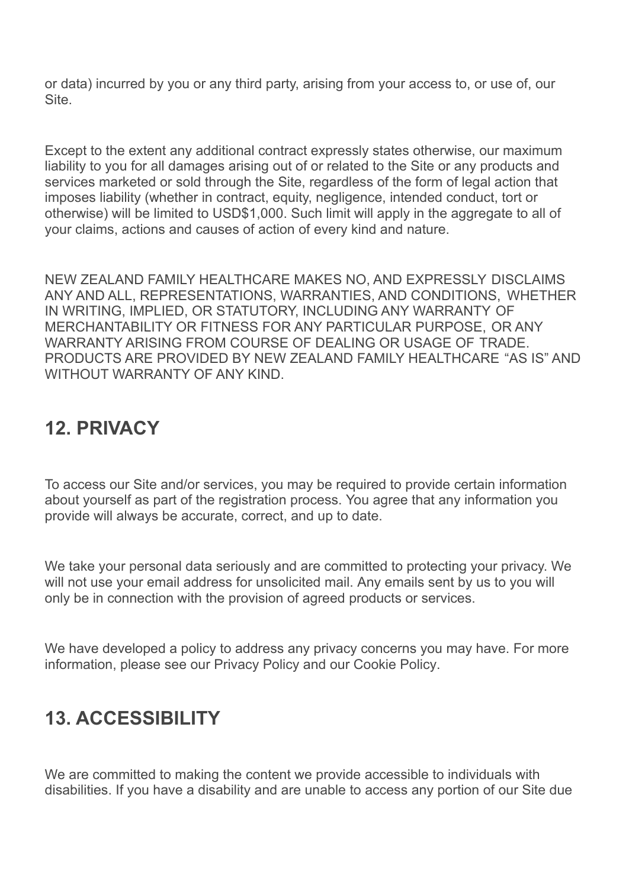or data) incurred by you or any third party, arising from your access to, or use of, our Site.

Except to the extent any additional contract expressly states otherwise, our maximum liability to you for all damages arising out of or related to the Site or any products and services marketed or sold through the Site, regardless of the form of legal action that imposes liability (whether in contract, equity, negligence, intended conduct, tort or otherwise) will be limited to USD$1,000. Such limit will apply in the aggregate to all of your claims, actions and causes of action of every kind and nature.

NEW ZEALAND FAMILY HEALTHCARE MAKES NO, AND EXPRESSLY DISCLAIMS ANY AND ALL, REPRESENTATIONS, WARRANTIES, AND CONDITIONS, WHETHER IN WRITING, IMPLIED, OR STATUTORY, INCLUDING ANY WARRANTY OF MERCHANTABILITY OR FITNESS FOR ANY PARTICULAR PURPOSE, OR ANY WARRANTY ARISING FROM COURSE OF DEALING OR USAGE OF TRADE. PRODUCTS ARE PROVIDED BY NEW ZEALAND FAMILY HEALTHCARE "AS IS" AND WITHOUT WARRANTY OF ANY KIND.

## 12. PRIVACY

To access our Site and/or services, you may be required to provide certain information about yourself as part of the registration process. You agree that any information you provide will always be accurate, correct, and up to date.

We take your personal data seriously and are committed to protecting your privacy. We will not use your email address for unsolicited mail. Any emails sent by us to you will only be in connection with the provision of agreed products or services.

We have developed a policy to address any privacy concerns you may have. For more information, please see our Privacy Policy and our Cookie Policy.

## 13. ACCESSIBILITY

We are committed to making the content we provide accessible to individuals with disabilities. If you have a disability and are unable to access any portion of our Site due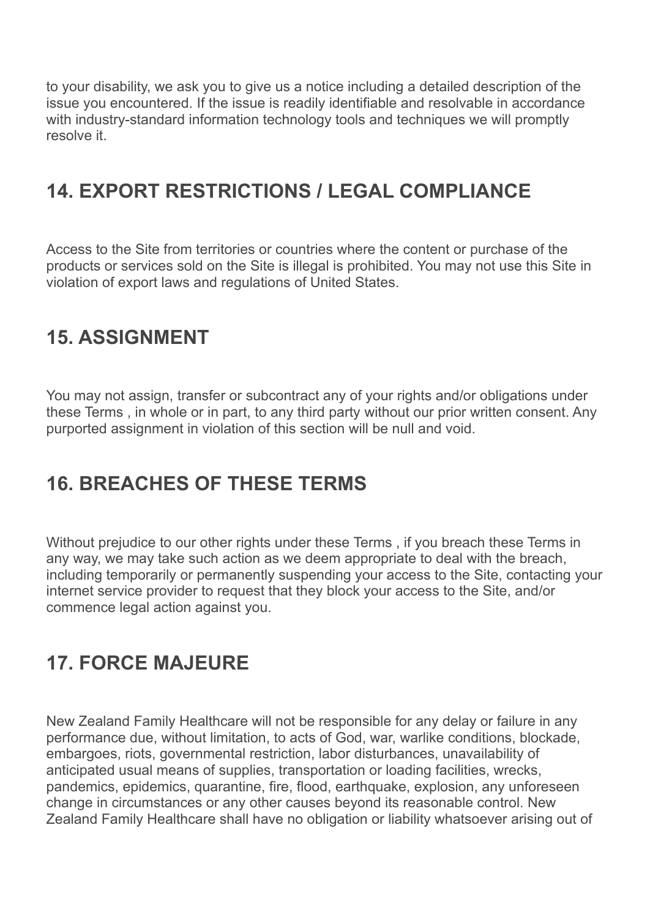to your disability, we ask you to give us a notice including a detailed description of the issue you encountered. If the issue is readily identifiable and resolvable in accordance with industry-standard information technology tools and techniques we will promptly resolve it.

## 14. EXPORT RESTRICTIONS / LEGAL COMPLIANCE

Access to the Site from territories or countries where the content or purchase of the products or services sold on the Site is illegal is prohibited. You may not use this Site in violation of export laws and regulations of United States.

## 15. ASSIGNMENT

You may not assign, transfer or subcontract any of your rights and/or obligations under these Terms , in whole or in part, to any third party without our prior written consent. Any purported assignment in violation of this section will be null and void.

## 16. BREACHES OF THESE TERMS

Without prejudice to our other rights under these Terms , if you breach these Terms in any way, we may take such action as we deem appropriate to deal with the breach, including temporarily or permanently suspending your access to the Site, contacting your internet service provider to request that they block your access to the Site, and/or commence legal action against you.

## 17. FORCE MAJEURE

New Zealand Family Healthcare will not be responsible for any delay or failure in any performance due, without limitation, to acts of God, war, warlike conditions, blockade, embargoes, riots, governmental restriction, labor disturbances, unavailability of anticipated usual means of supplies, transportation or loading facilities, wrecks, pandemics, epidemics, quarantine, fire, flood, earthquake, explosion, any unforeseen change in circumstances or any other causes beyond its reasonable control. New Zealand Family Healthcare shall have no obligation or liability whatsoever arising out of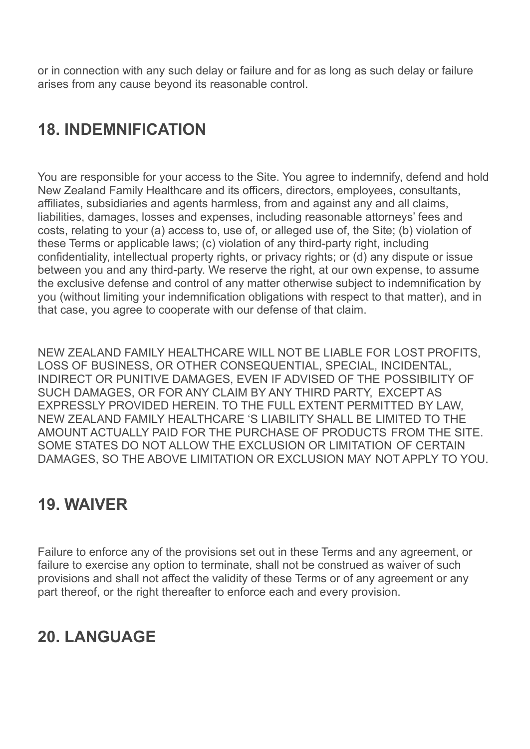or in connection with any such delay or failure and for as long as such delay or failure arises from any cause beyond its reasonable control.

## 18. INDEMNIFICATION

You are responsible for your access to the Site. You agree to indemnify, defend and hold New Zealand Family Healthcare and its officers, directors, employees, consultants, affiliates, subsidiaries and agents harmless, from and against any and all claims, liabilities, damages, losses and expenses, including reasonable attorneys' fees and costs, relating to your (a) access to, use of, or alleged use of, the Site; (b) violation of these Terms or applicable laws; (c) violation of any third-party right, including confidentiality, intellectual property rights, or privacy rights; or (d) any dispute or issue between you and any third-party. We reserve the right, at our own expense, to assume the exclusive defense and control of any matter otherwise subject to indemnification by you (without limiting your indemnification obligations with respect to that matter), and in that case, you agree to cooperate with our defense of that claim.

NEW ZEALAND FAMILY HEALTHCARE WILL NOT BE LIABLE FOR LOST PROFITS, LOSS OF BUSINESS, OR OTHER CONSEQUENTIAL, SPECIAL, INCIDENTAL, INDIRECT OR PUNITIVE DAMAGES, EVEN IF ADVISED OF THE POSSIBILITY OF SUCH DAMAGES, OR FOR ANY CLAIM BY ANY THIRD PARTY, EXCEPT AS EXPRESSLY PROVIDED HEREIN. TO THE FULL EXTENT PERMITTED BY LAW, NEW ZEALAND FAMILY HEALTHCARE 'S LIABILITY SHALL BE LIMITED TO THE AMOUNT ACTUALLY PAID FOR THE PURCHASE OF PRODUCTS FROM THE SITE. SOME STATES DO NOT ALLOW THE EXCLUSION OR LIMITATION OF CERTAIN DAMAGES, SO THE ABOVE LIMITATION OR EXCLUSION MAY NOT APPLY TO YOU.

## 19. WAIVER

Failure to enforce any of the provisions set out in these Terms and any agreement, or failure to exercise any option to terminate, shall not be construed as waiver of such provisions and shall not affect the validity of these Terms or of any agreement or any part thereof, or the right thereafter to enforce each and every provision.

## 20. LANGUAGE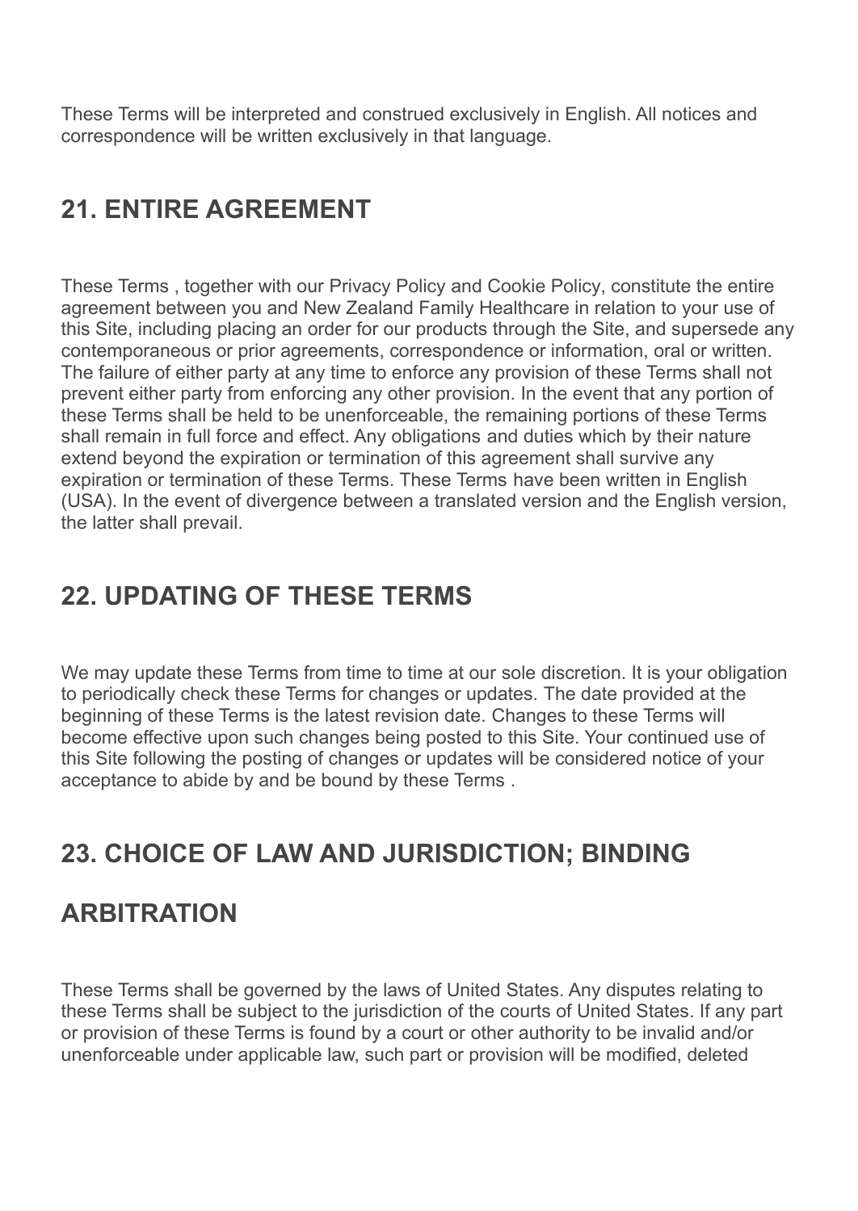These Terms will be interpreted and construed exclusively in English. All notices and correspondence will be written exclusively in that language.

## 21. ENTIRE AGREEMENT

These Terms , together with our Privacy Policy and Cookie Policy, constitute the entire agreement between you and New Zealand Family Healthcare in relation to your use of this Site, including placing an order for our products through the Site, and supersede any contemporaneous or prior agreements, correspondence or information, oral or written. The failure of either party at any time to enforce any provision of these Terms shall not prevent either party from enforcing any other provision. In the event that any portion of these Terms shall be held to be unenforceable, the remaining portions of these Terms shall remain in full force and effect. Any obligations and duties which by their nature extend beyond the expiration or termination of this agreement shall survive any expiration or termination of these Terms. These Terms have been written in English (USA). In the event of divergence between a translated version and the English version, the latter shall prevail.

## 22. UPDATING OF THESE TERMS

We may update these Terms from time to time at our sole discretion. It is your obligation to periodically check these Terms for changes or updates. The date provided at the beginning of these Terms is the latest revision date. Changes to these Terms will become effective upon such changes being posted to this Site. Your continued use of this Site following the posting of changes or updates will be considered notice of your acceptance to abide by and be bound by these Terms .

## 23. CHOICE OF LAW AND JURISDICTION; BINDING ARBITRATION

These Terms shall be governed by the laws of United States. Any disputes relating to these Terms shall be subject to the jurisdiction of the courts of United States. If any part or provision of these Terms is found by a court or other authority to be invalid and/or unenforceable under applicable law, such part or provision will be modified, deleted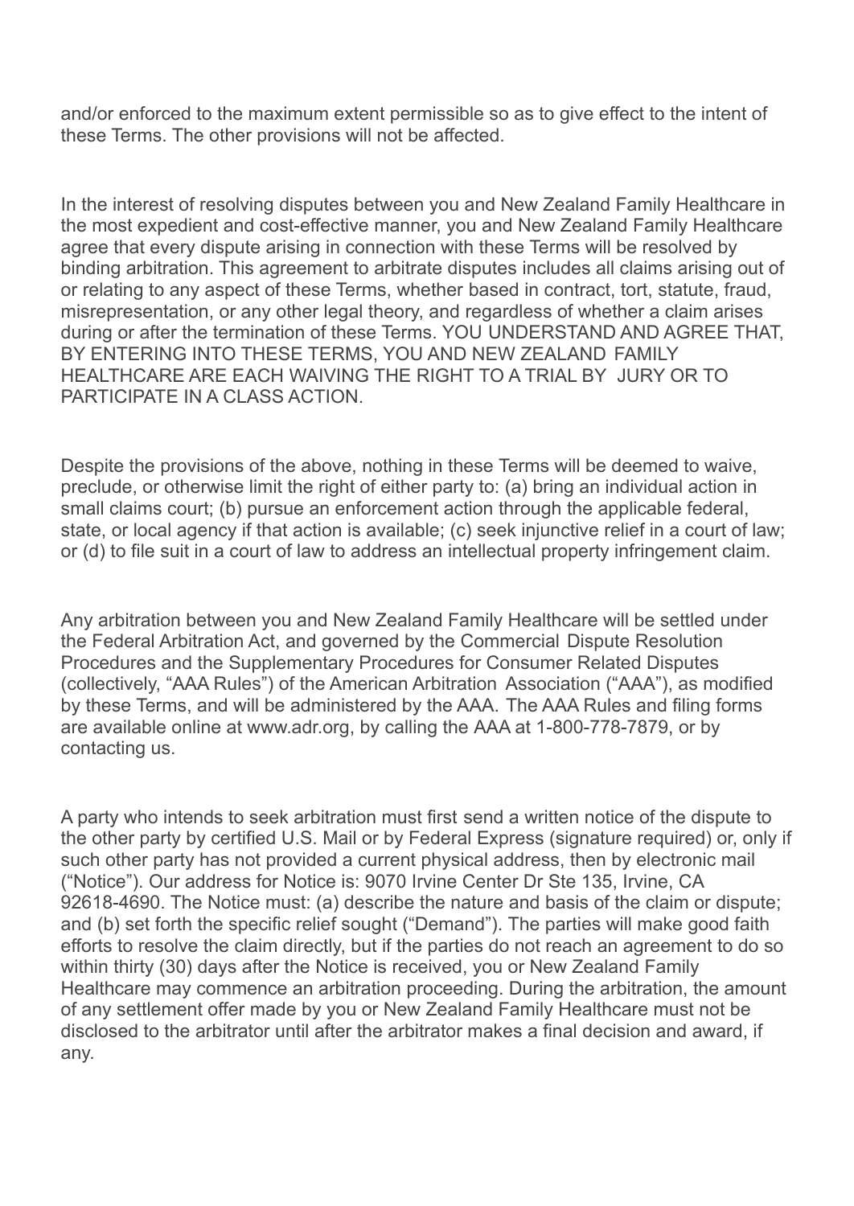and/or enforced to the maximum extent permissible so as to give effect to the intent of these Terms. The other provisions will not be affected.

In the interest of resolving disputes between you and New Zealand Family Healthcare in the most expedient and cost-effective manner, you and New Zealand Family Healthcare agree that every dispute arising in connection with these Terms will be resolved by binding arbitration. This agreement to arbitrate disputes includes all claims arising out of or relating to any aspect of these Terms, whether based in contract, tort, statute, fraud, misrepresentation, or any other legal theory, and regardless of whether a claim arises during or after the termination of these Terms. YOU UNDERSTAND AND AGREE THAT, BY ENTERING INTO THESE TERMS, YOU AND NEW ZEALAND FAMILY HEALTHCARE ARE EACH WAIVING THE RIGHT TO A TRIAL BY JURY OR TO PARTICIPATE IN A CLASS ACTION.

Despite the provisions of the above, nothing in these Terms will be deemed to waive, preclude, or otherwise limit the right of either party to: (a) bring an individual action in small claims court; (b) pursue an enforcement action through the applicable federal, state, or local agency if that action is available; (c) seek injunctive relief in a court of law; or (d) to file suit in a court of law to address an intellectual property infringement claim.

Any arbitration between you and New Zealand Family Healthcare will be settled under the Federal Arbitration Act, and governed by the Commercial Dispute Resolution Procedures and the Supplementary Procedures for Consumer Related Disputes (collectively, "AAA Rules") of the American Arbitration Association ("AAA"), as modified by these Terms, and will be administered by the AAA. The AAA Rules and filing forms are available online at www.adr.org, by calling the AAA at 1-800-778-7879, or by contacting us.

A party who intends to seek arbitration must first send a written notice of the dispute to the other party by certified U.S. Mail or by Federal Express (signature required) or, only if such other party has not provided a current physical address, then by electronic mail ("Notice"). Our address for Notice is: 9070 Irvine Center Dr Ste 135, Irvine, CA 92618-4690. The Notice must: (a) describe the nature and basis of the claim or dispute; and (b) set forth the specific relief sought ("Demand"). The parties will make good faith efforts to resolve the claim directly, but if the parties do not reach an agreement to do so within thirty (30) days after the Notice is received, you or New Zealand Family Healthcare may commence an arbitration proceeding. During the arbitration, the amount of any settlement offer made by you or New Zealand Family Healthcare must not be disclosed to the arbitrator until after the arbitrator makes a final decision and award, if any.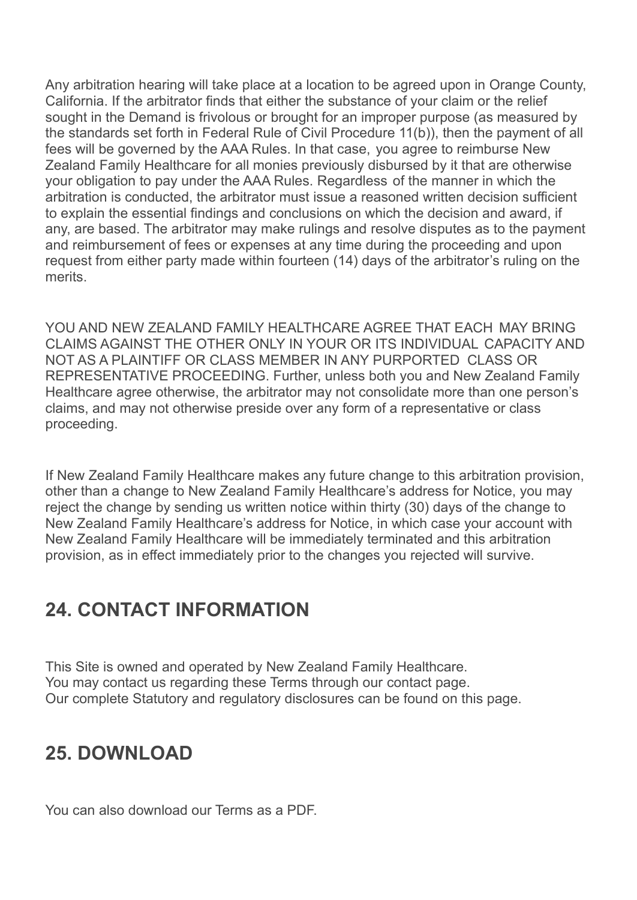Any arbitration hearing will take place at a location to be agreed upon in Orange County, California. If the arbitrator finds that either the substance of your claim or the relief sought in the Demand is frivolous or brought for an improper purpose (as measured by the standards set forth in Federal Rule of Civil Procedure 11(b)), then the payment of all fees will be governed by the AAA Rules. In that case, you agree to reimburse New Zealand Family Healthcare for all monies previously disbursed by it that are otherwise your obligation to pay under the AAA Rules. Regardless of the manner in which the arbitration is conducted, the arbitrator must issue a reasoned written decision sufficient to explain the essential findings and conclusions on which the decision and award, if any, are based. The arbitrator may make rulings and resolve disputes as to the payment and reimbursement of fees or expenses at any time during the proceeding and upon request from either party made within fourteen (14) days of the arbitrator's ruling on the merits.

YOU AND NEW ZEALAND FAMILY HEALTHCARE AGREE THAT EACH MAY BRING CLAIMS AGAINST THE OTHER ONLY IN YOUR OR ITS INDIVIDUAL CAPACITY AND NOT AS A PLAINTIFF OR CLASS MEMBER IN ANY PURPORTED CLASS OR REPRESENTATIVE PROCEEDING. Further, unless both you and New Zealand Family Healthcare agree otherwise, the arbitrator may not consolidate more than one person's claims, and may not otherwise preside over any form of a representative or class proceeding.

If New Zealand Family Healthcare makes any future change to this arbitration provision, other than a change to New Zealand Family Healthcare's address for Notice, you may reject the change by sending us written notice within thirty (30) days of the change to New Zealand Family Healthcare's address for Notice, in which case your account with New Zealand Family Healthcare will be immediately terminated and this arbitration provision, as in effect immediately prior to the changes you rejected will survive.

## 24. CONTACT INFORMATION

This Site is owned and operated by New Zealand Family Healthcare.
You may contact us regarding these Terms through our contact page.
Our complete Statutory and regulatory disclosures can be found on this page.

## 25. DOWNLOAD

You can also download our Terms as a PDF.